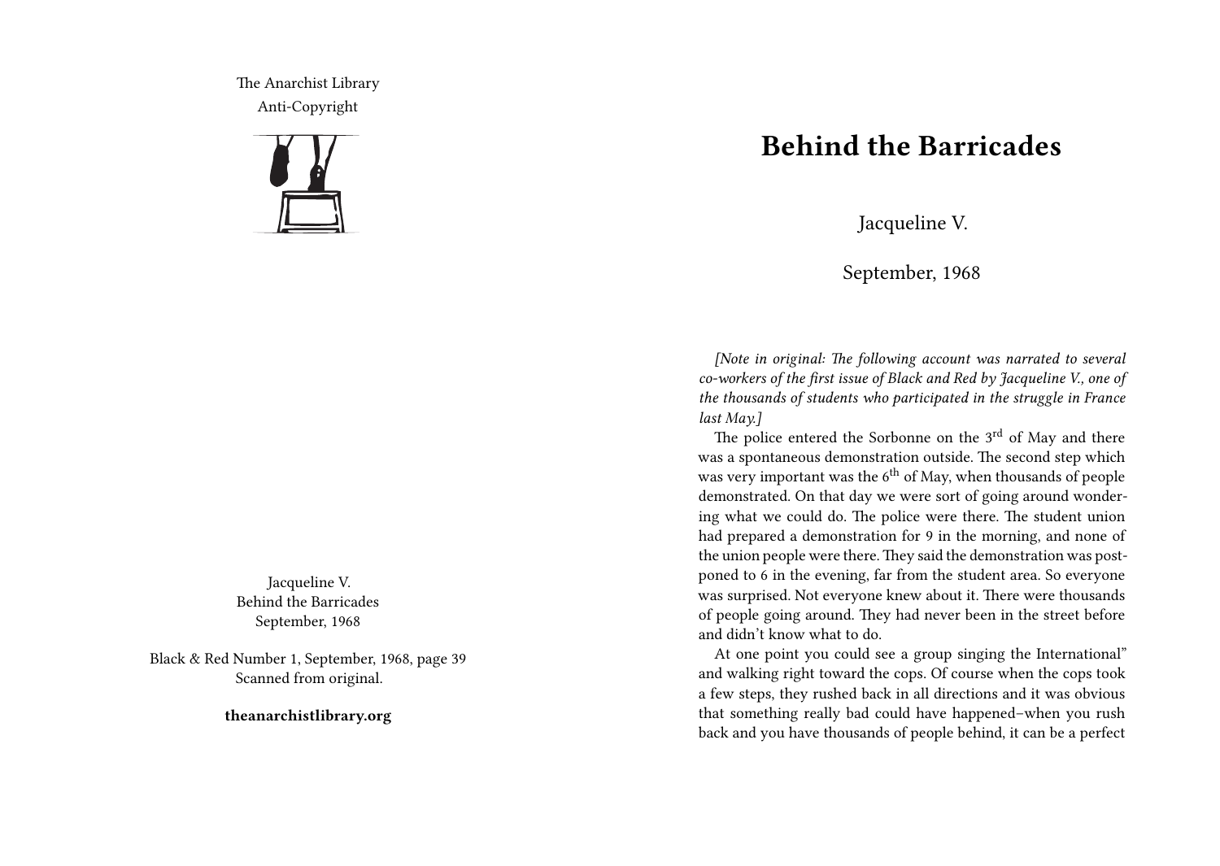The Anarchist Library
Anti-Copyright

Jacqueline V.
Behind the Barricades
September, 1968

Black & Red Number 1, September, 1968, page 39
Scanned from original.

**theanarchistlibrary.org**

# Behind the Barricades

Jacqueline V.

September, 1968

*[Note in original: The following account was narrated to several co-workers of the first issue of Black and Red by Jacqueline V., one of the thousands of students who participated in the struggle in France last May.]*

The police entered the Sorbonne on the 3rd of May and there was a spontaneous demonstration outside. The second step which was very important was the 6th of May, when thousands of people demonstrated. On that day we were sort of going around wondering what we could do. The police were there. The student union had prepared a demonstration for 9 in the morning, and none of the union people were there. They said the demonstration was postponed to 6 in the evening, far from the student area. So everyone was surprised. Not everyone knew about it. There were thousands of people going around. They had never been in the street before and didn't know what to do.

At one point you could see a group singing the International" and walking right toward the cops. Of course when the cops took a few steps, they rushed back in all directions and it was obvious that something really bad could have happened–when you rush back and you have thousands of people behind, it can be a perfect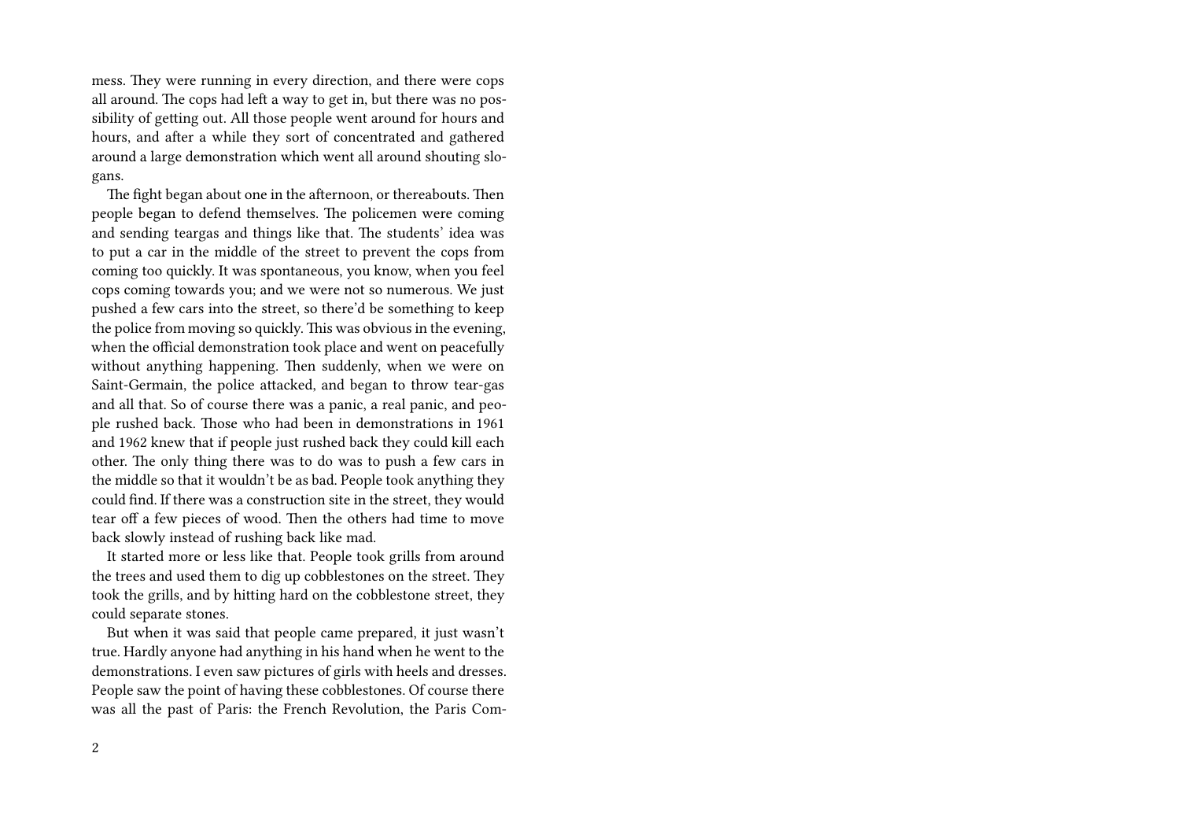mess. They were running in every direction, and there were cops all around. The cops had left a way to get in, but there was no possibility of getting out. All those people went around for hours and hours, and after a while they sort of concentrated and gathered around a large demonstration which went all around shouting slogans.

The fight began about one in the afternoon, or thereabouts. Then people began to defend themselves. The policemen were coming and sending teargas and things like that. The students' idea was to put a car in the middle of the street to prevent the cops from coming too quickly. It was spontaneous, you know, when you feel cops coming towards you; and we were not so numerous. We just pushed a few cars into the street, so there'd be something to keep the police from moving so quickly. This was obvious in the evening, when the official demonstration took place and went on peacefully without anything happening. Then suddenly, when we were on Saint-Germain, the police attacked, and began to throw tear-gas and all that. So of course there was a panic, a real panic, and people rushed back. Those who had been in demonstrations in 1961 and 1962 knew that if people just rushed back they could kill each other. The only thing there was to do was to push a few cars in the middle so that it wouldn't be as bad. People took anything they could find. If there was a construction site in the street, they would tear off a few pieces of wood. Then the others had time to move back slowly instead of rushing back like mad.

It started more or less like that. People took grills from around the trees and used them to dig up cobblestones on the street. They took the grills, and by hitting hard on the cobblestone street, they could separate stones.

But when it was said that people came prepared, it just wasn't true. Hardly anyone had anything in his hand when he went to the demonstrations. I even saw pictures of girls with heels and dresses. People saw the point of having these cobblestones. Of course there was all the past of Paris: the French Revolution, the Paris Com-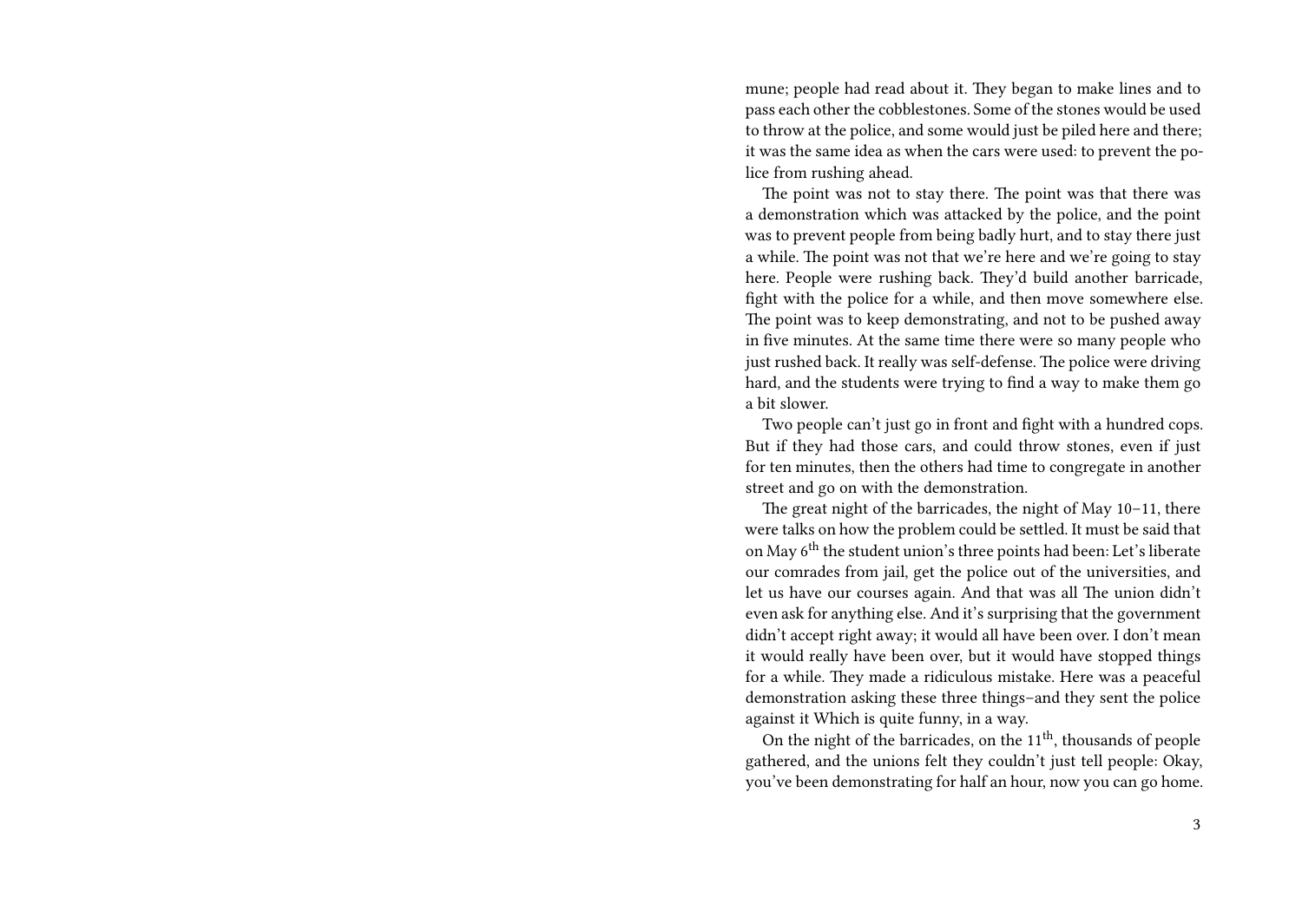mune; people had read about it. They began to make lines and to pass each other the cobblestones. Some of the stones would be used to throw at the police, and some would just be piled here and there; it was the same idea as when the cars were used: to prevent the police from rushing ahead.

The point was not to stay there. The point was that there was a demonstration which was attacked by the police, and the point was to prevent people from being badly hurt, and to stay there just a while. The point was not that we're here and we're going to stay here. People were rushing back. They'd build another barricade, fight with the police for a while, and then move somewhere else. The point was to keep demonstrating, and not to be pushed away in five minutes. At the same time there were so many people who just rushed back. It really was self-defense. The police were driving hard, and the students were trying to find a way to make them go a bit slower.

Two people can't just go in front and fight with a hundred cops. But if they had those cars, and could throw stones, even if just for ten minutes, then the others had time to congregate in another street and go on with the demonstration.

The great night of the barricades, the night of May 10–11, there were talks on how the problem could be settled. It must be said that on May 6th the student union's three points had been: Let's liberate our comrades from jail, get the police out of the universities, and let us have our courses again. And that was all The union didn't even ask for anything else. And it's surprising that the government didn't accept right away; it would all have been over. I don't mean it would really have been over, but it would have stopped things for a while. They made a ridiculous mistake. Here was a peaceful demonstration asking these three things–and they sent the police against it Which is quite funny, in a way.

On the night of the barricades, on the 11th, thousands of people gathered, and the unions felt they couldn't just tell people: Okay, you've been demonstrating for half an hour, now you can go home.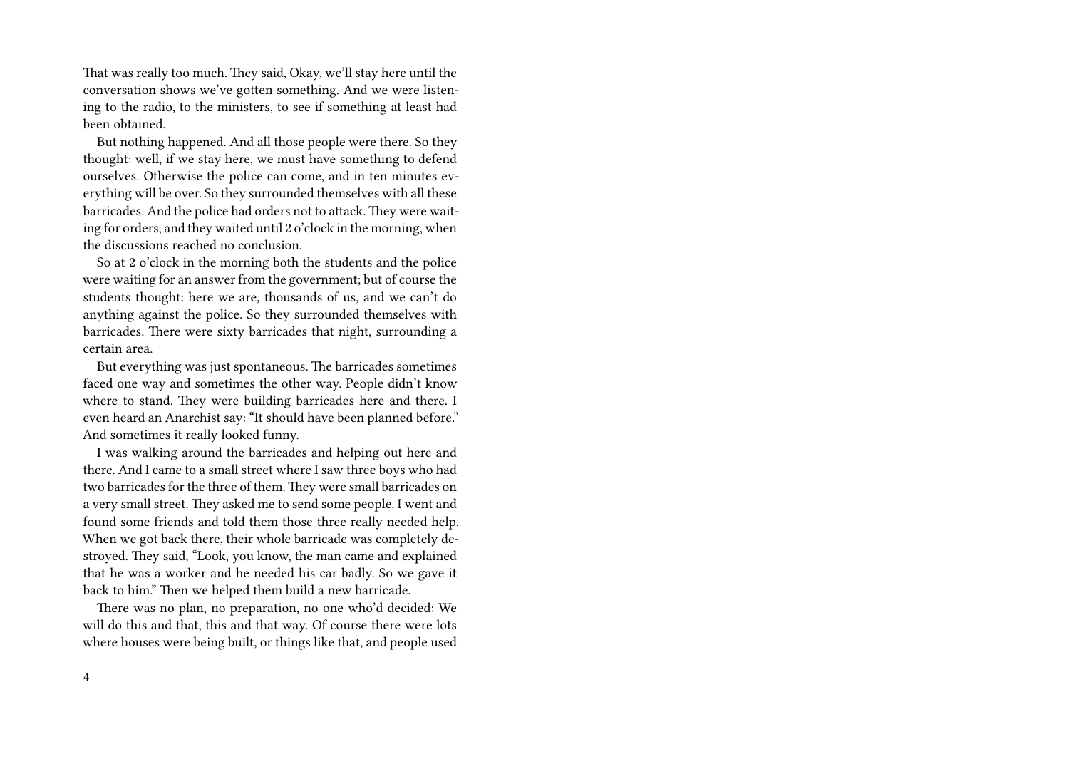That was really too much. They said, Okay, we'll stay here until the conversation shows we've gotten something. And we were listening to the radio, to the ministers, to see if something at least had been obtained.

But nothing happened. And all those people were there. So they thought: well, if we stay here, we must have something to defend ourselves. Otherwise the police can come, and in ten minutes everything will be over. So they surrounded themselves with all these barricades. And the police had orders not to attack. They were waiting for orders, and they waited until 2 o'clock in the morning, when the discussions reached no conclusion.

So at 2 o'clock in the morning both the students and the police were waiting for an answer from the government; but of course the students thought: here we are, thousands of us, and we can't do anything against the police. So they surrounded themselves with barricades. There were sixty barricades that night, surrounding a certain area.

But everything was just spontaneous. The barricades sometimes faced one way and sometimes the other way. People didn't know where to stand. They were building barricades here and there. I even heard an Anarchist say: "It should have been planned before." And sometimes it really looked funny.

I was walking around the barricades and helping out here and there. And I came to a small street where I saw three boys who had two barricades for the three of them. They were small barricades on a very small street. They asked me to send some people. I went and found some friends and told them those three really needed help. When we got back there, their whole barricade was completely destroyed. They said, "Look, you know, the man came and explained that he was a worker and he needed his car badly. So we gave it back to him." Then we helped them build a new barricade.

There was no plan, no preparation, no one who'd decided: We will do this and that, this and that way. Of course there were lots where houses were being built, or things like that, and people used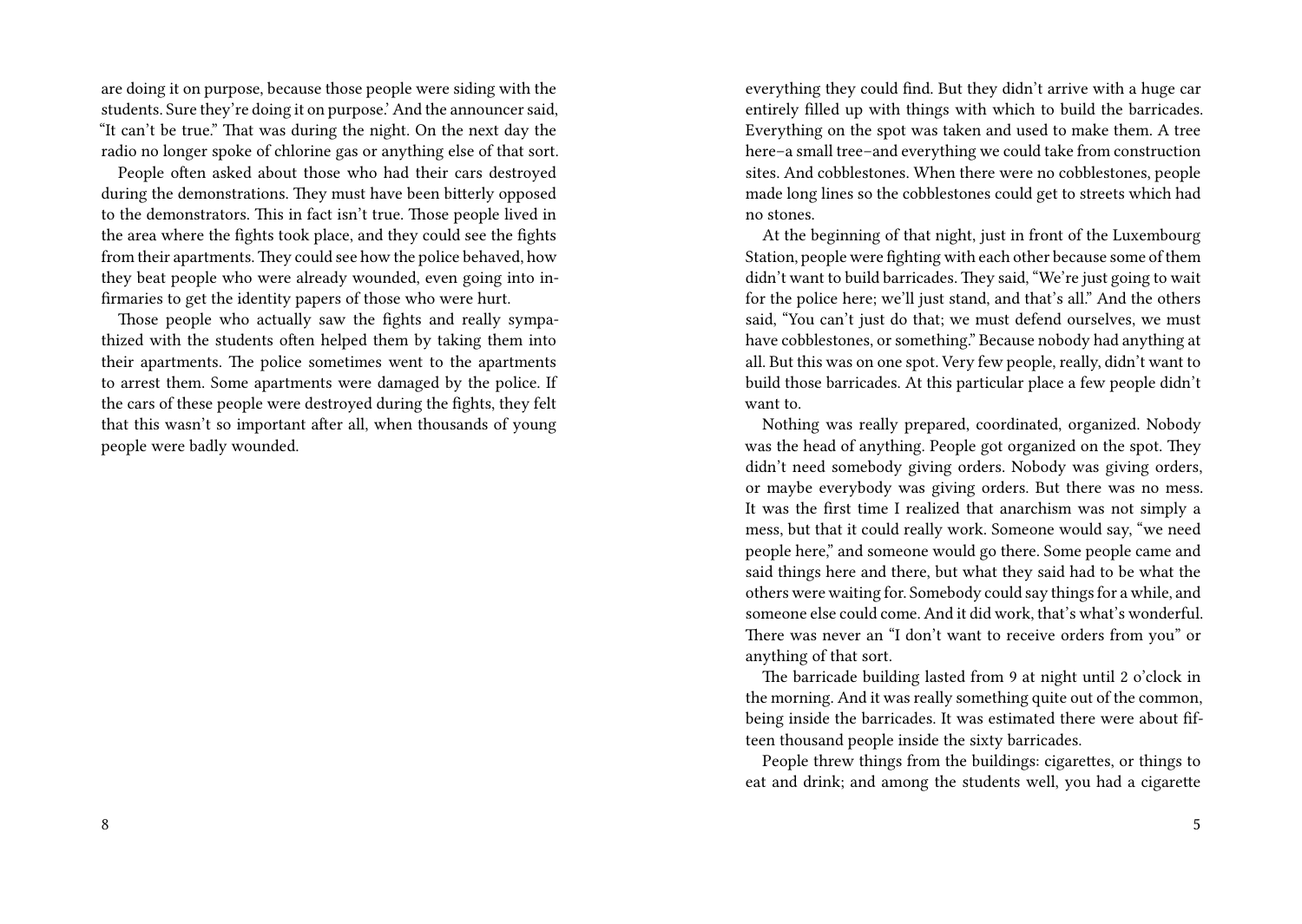are doing it on purpose, because those people were siding with the students. Sure they're doing it on purpose.' And the announcer said, "It can't be true." That was during the night. On the next day the radio no longer spoke of chlorine gas or anything else of that sort.

People often asked about those who had their cars destroyed during the demonstrations. They must have been bitterly opposed to the demonstrators. This in fact isn't true. Those people lived in the area where the fights took place, and they could see the fights from their apartments. They could see how the police behaved, how they beat people who were already wounded, even going into infirmaries to get the identity papers of those who were hurt.

Those people who actually saw the fights and really sympathized with the students often helped them by taking them into their apartments. The police sometimes went to the apartments to arrest them. Some apartments were damaged by the police. If the cars of these people were destroyed during the fights, they felt that this wasn't so important after all, when thousands of young people were badly wounded.

everything they could find. But they didn't arrive with a huge car entirely filled up with things with which to build the barricades. Everything on the spot was taken and used to make them. A tree here–a small tree–and everything we could take from construction sites. And cobblestones. When there were no cobblestones, people made long lines so the cobblestones could get to streets which had no stones.

At the beginning of that night, just in front of the Luxembourg Station, people were fighting with each other because some of them didn't want to build barricades. They said, "We're just going to wait for the police here; we'll just stand, and that's all." And the others said, "You can't just do that; we must defend ourselves, we must have cobblestones, or something." Because nobody had anything at all. But this was on one spot. Very few people, really, didn't want to build those barricades. At this particular place a few people didn't want to.

Nothing was really prepared, coordinated, organized. Nobody was the head of anything. People got organized on the spot. They didn't need somebody giving orders. Nobody was giving orders, or maybe everybody was giving orders. But there was no mess. It was the first time I realized that anarchism was not simply a mess, but that it could really work. Someone would say, "we need people here," and someone would go there. Some people came and said things here and there, but what they said had to be what the others were waiting for. Somebody could say things for a while, and someone else could come. And it did work, that's what's wonderful. There was never an "I don't want to receive orders from you" or anything of that sort.

The barricade building lasted from 9 at night until 2 o'clock in the morning. And it was really something quite out of the common, being inside the barricades. It was estimated there were about fifteen thousand people inside the sixty barricades.

People threw things from the buildings: cigarettes, or things to eat and drink; and among the students well, you had a cigarette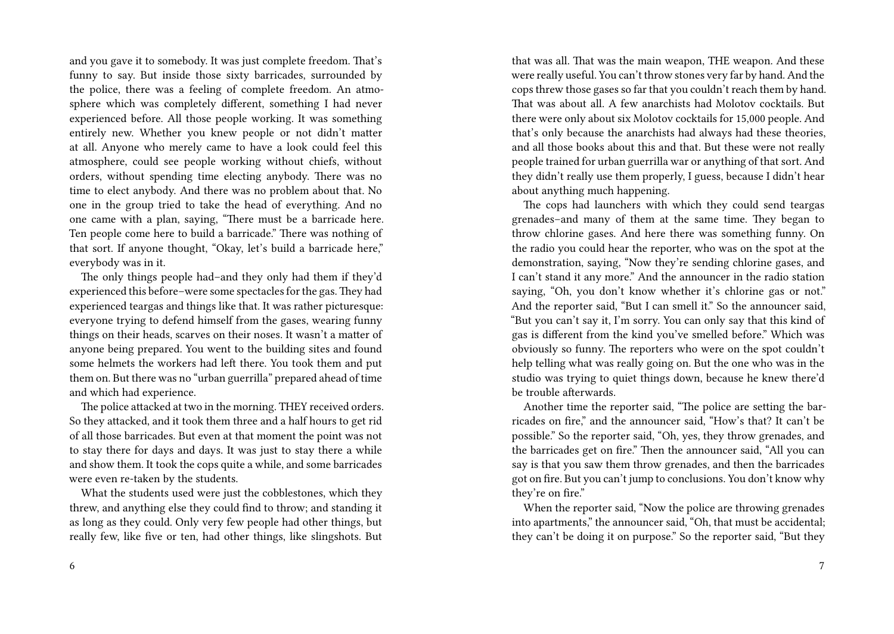and you gave it to somebody. It was just complete freedom. That's funny to say. But inside those sixty barricades, surrounded by the police, there was a feeling of complete freedom. An atmosphere which was completely different, something I had never experienced before. All those people working. It was something entirely new. Whether you knew people or not didn't matter at all. Anyone who merely came to have a look could feel this atmosphere, could see people working without chiefs, without orders, without spending time electing anybody. There was no time to elect anybody. And there was no problem about that. No one in the group tried to take the head of everything. And no one came with a plan, saying, "There must be a barricade here. Ten people come here to build a barricade." There was nothing of that sort. If anyone thought, "Okay, let's build a barricade here," everybody was in it.

The only things people had–and they only had them if they'd experienced this before–were some spectacles for the gas. They had experienced teargas and things like that. It was rather picturesque: everyone trying to defend himself from the gases, wearing funny things on their heads, scarves on their noses. It wasn't a matter of anyone being prepared. You went to the building sites and found some helmets the workers had left there. You took them and put them on. But there was no "urban guerrilla" prepared ahead of time and which had experience.

The police attacked at two in the morning. THEY received orders. So they attacked, and it took them three and a half hours to get rid of all those barricades. But even at that moment the point was not to stay there for days and days. It was just to stay there a while and show them. It took the cops quite a while, and some barricades were even re-taken by the students.

What the students used were just the cobblestones, which they threw, and anything else they could find to throw; and standing it as long as they could. Only very few people had other things, but really few, like five or ten, had other things, like slingshots. But that was all. That was the main weapon, THE weapon. And these were really useful. You can't throw stones very far by hand. And the cops threw those gases so far that you couldn't reach them by hand. That was about all. A few anarchists had Molotov cocktails. But there were only about six Molotov cocktails for 15,000 people. And that's only because the anarchists had always had these theories, and all those books about this and that. But these were not really people trained for urban guerrilla war or anything of that sort. And they didn't really use them properly, I guess, because I didn't hear about anything much happening.

The cops had launchers with which they could send teargas grenades–and many of them at the same time. They began to throw chlorine gases. And here there was something funny. On the radio you could hear the reporter, who was on the spot at the demonstration, saying, "Now they're sending chlorine gases, and I can't stand it any more." And the announcer in the radio station saying, "Oh, you don't know whether it's chlorine gas or not." And the reporter said, "But I can smell it." So the announcer said, "But you can't say it, I'm sorry. You can only say that this kind of gas is different from the kind you've smelled before." Which was obviously so funny. The reporters who were on the spot couldn't help telling what was really going on. But the one who was in the studio was trying to quiet things down, because he knew there'd be trouble afterwards.

Another time the reporter said, "The police are setting the barricades on fire," and the announcer said, "How's that? It can't be possible." So the reporter said, "Oh, yes, they throw grenades, and the barricades get on fire." Then the announcer said, "All you can say is that you saw them throw grenades, and then the barricades got on fire. But you can't jump to conclusions. You don't know why they're on fire."

When the reporter said, "Now the police are throwing grenades into apartments," the announcer said, "Oh, that must be accidental; they can't be doing it on purpose." So the reporter said, "But they